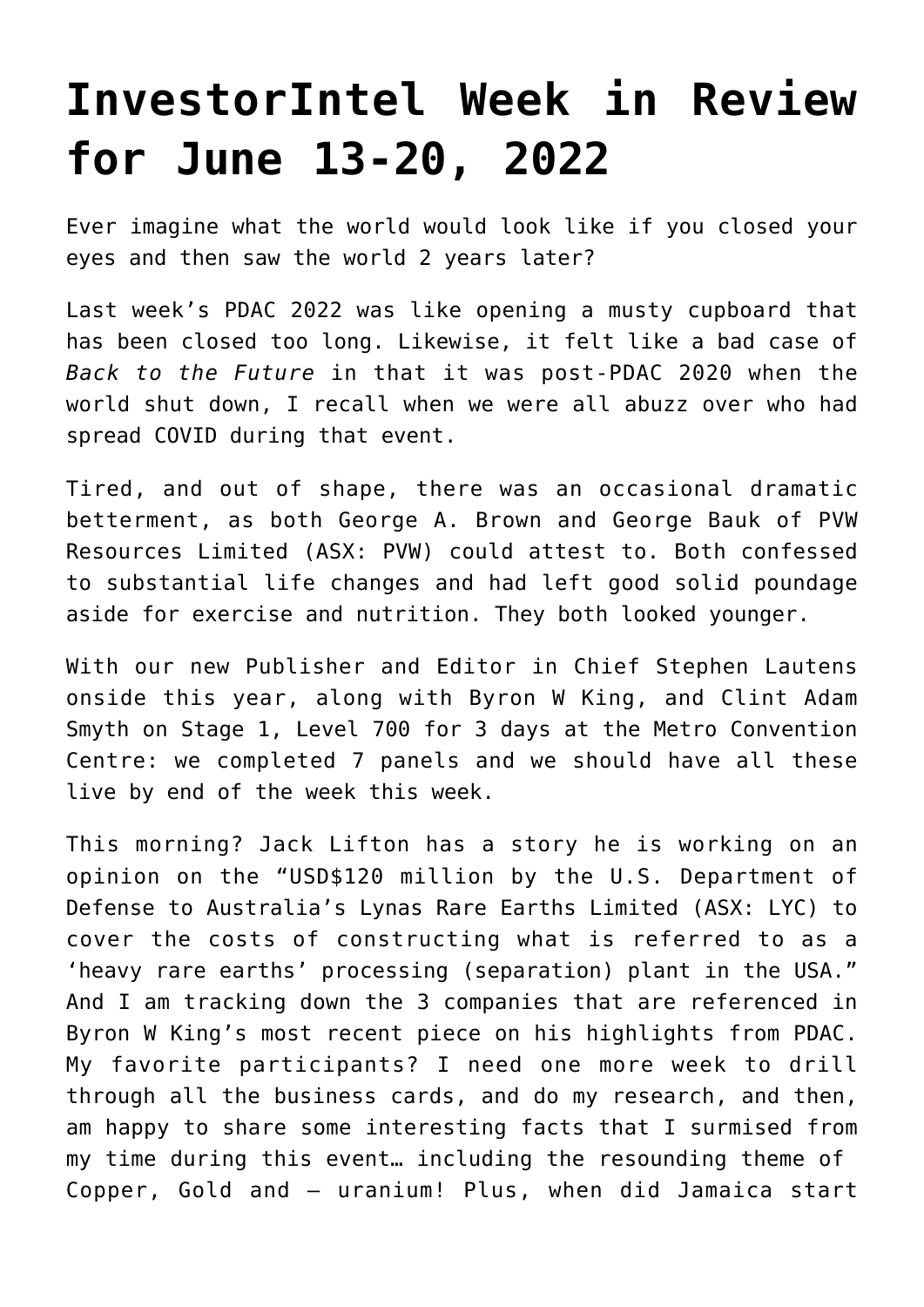# InvestorIntel Week in Review for June 13-20, 2022

Ever imagine what the world would look like if you closed your eyes and then saw the world 2 years later?

Last week's PDAC 2022 was like opening a musty cupboard that has been closed too long. Likewise, it felt like a bad case of *Back to the Future* in that it was post-PDAC 2020 when the world shut down, I recall when we were all abuzz over who had spread COVID during that event.

Tired, and out of shape, there was an occasional dramatic betterment, as both George A. Brown and George Bauk of PVW Resources Limited (ASX: PVW) could attest to. Both confessed to substantial life changes and had left good solid poundage aside for exercise and nutrition. They both looked younger.

With our new Publisher and Editor in Chief Stephen Lautens onside this year, along with Byron W King, and Clint Adam Smyth on Stage 1, Level 700 for 3 days at the Metro Convention Centre: we completed 7 panels and we should have all these live by end of the week this week.

This morning? Jack Lifton has a story he is working on an opinion on the "USD$120 million by the U.S. Department of Defense to Australia's Lynas Rare Earths Limited (ASX: LYC) to cover the costs of constructing what is referred to as a 'heavy rare earths' processing (separation) plant in the USA." And I am tracking down the 3 companies that are referenced in Byron W King's most recent piece on his highlights from PDAC. My favorite participants? I need one more week to drill through all the business cards, and do my research, and then, am happy to share some interesting facts that I surmised from my time during this event… including the resounding theme of Copper, Gold and – uranium! Plus, when did Jamaica start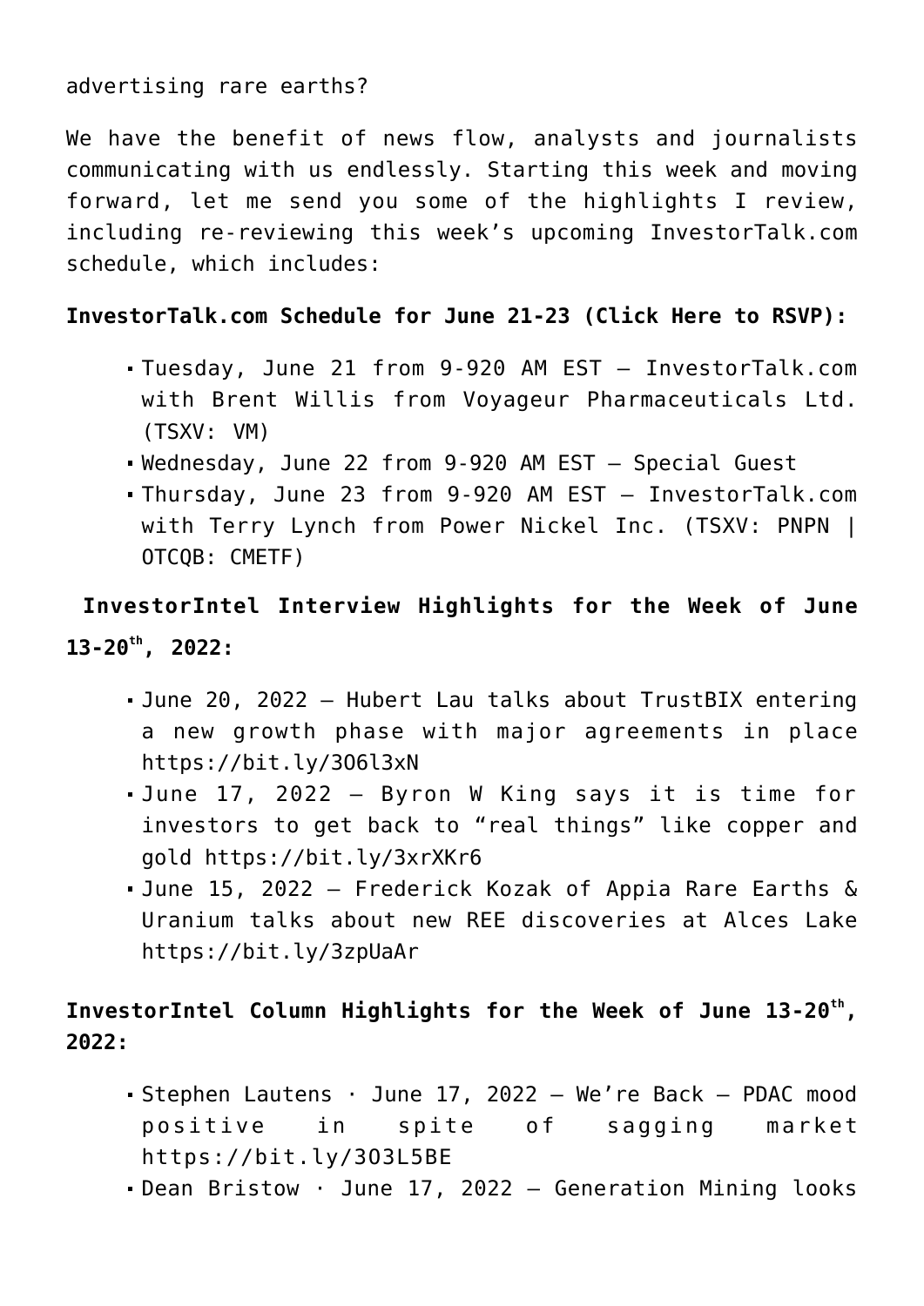advertising rare earths?

We have the benefit of news flow, analysts and journalists communicating with us endlessly. Starting this week and moving forward, let me send you some of the highlights I review, including re-reviewing this week's upcoming InvestorTalk.com schedule, which includes:

**InvestorTalk.com Schedule for June 21-23 (Click Here to RSVP):**

- Tuesday, June 21 from 9-920 AM EST – InvestorTalk.com with Brent Willis from Voyageur Pharmaceuticals Ltd. (TSXV: VM)
- Wednesday, June 22 from 9-920 AM EST – Special Guest
- Thursday, June 23 from 9-920 AM EST – InvestorTalk.com with Terry Lynch from Power Nickel Inc. (TSXV: PNPN | OTCQB: CMETF)

**InvestorIntel Interview Highlights for the Week of June 13-20th, 2022:**

- June 20, 2022 – Hubert Lau talks about TrustBIX entering a new growth phase with major agreements in place https://bit.ly/3O6l3xN
- June 17, 2022 – Byron W King says it is time for investors to get back to "real things" like copper and gold https://bit.ly/3xrXKr6
- June 15, 2022 – Frederick Kozak of Appia Rare Earths & Uranium talks about new REE discoveries at Alces Lake https://bit.ly/3zpUaAr

**InvestorIntel Column Highlights for the Week of June 13-20th, 2022:**

- Stephen Lautens · June 17, 2022 – We're Back – PDAC mood positive in spite of sagging market https://bit.ly/3O3L5BE
- Dean Bristow · June 17, 2022 – Generation Mining looks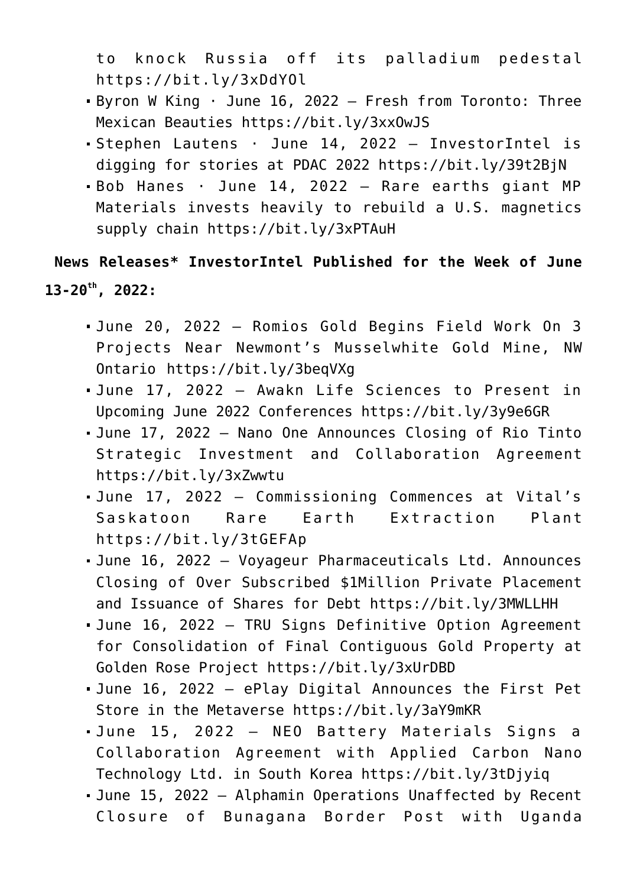to knock Russia off its palladium pedestal https://bit.ly/3xDdYOl

- Byron W King · June 16, 2022 – Fresh from Toronto: Three Mexican Beauties https://bit.ly/3xxOwJS
- Stephen Lautens · June 14, 2022 – InvestorIntel is digging for stories at PDAC 2022 https://bit.ly/39t2BjN
- Bob Hanes · June 14, 2022 – Rare earths giant MP Materials invests heavily to rebuild a U.S. magnetics supply chain https://bit.ly/3xPTAuH

**News Releases* InvestorIntel Published for the Week of June 13-20th, 2022:**

- June 20, 2022 – Romios Gold Begins Field Work On 3 Projects Near Newmont's Musselwhite Gold Mine, NW Ontario https://bit.ly/3beqVXg
- June 17, 2022 – Awakn Life Sciences to Present in Upcoming June 2022 Conferences https://bit.ly/3y9e6GR
- June 17, 2022 – Nano One Announces Closing of Rio Tinto Strategic Investment and Collaboration Agreement https://bit.ly/3xZwwtu
- June 17, 2022 – Commissioning Commences at Vital's Saskatoon Rare Earth Extraction Plant https://bit.ly/3tGEFAp
- June 16, 2022 – Voyageur Pharmaceuticals Ltd. Announces Closing of Over Subscribed $1Million Private Placement and Issuance of Shares for Debt https://bit.ly/3MWLLHH
- June 16, 2022 – TRU Signs Definitive Option Agreement for Consolidation of Final Contiguous Gold Property at Golden Rose Project https://bit.ly/3xUrDBD
- June 16, 2022 – ePlay Digital Announces the First Pet Store in the Metaverse https://bit.ly/3aY9mKR
- June 15, 2022 – NEO Battery Materials Signs a Collaboration Agreement with Applied Carbon Nano Technology Ltd. in South Korea https://bit.ly/3tDjyiq
- June 15, 2022 – Alphamin Operations Unaffected by Recent Closure of Bunagana Border Post with Uganda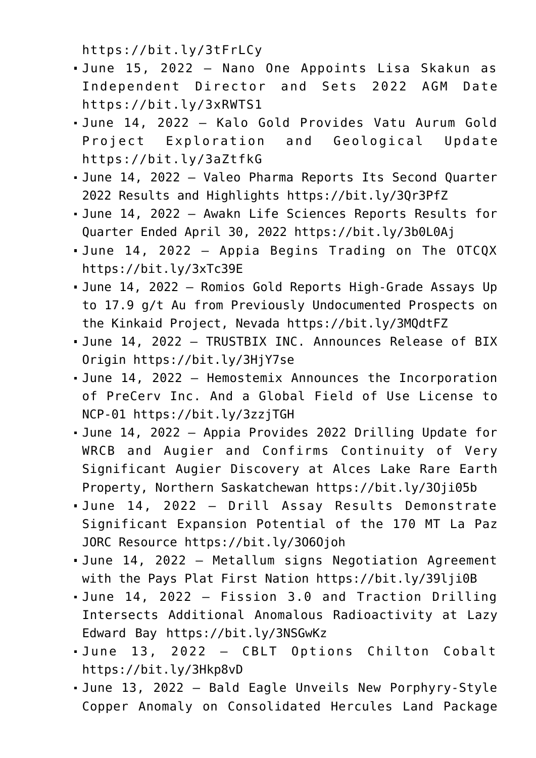https://bit.ly/3tFrLCy

- June 15, 2022 – Nano One Appoints Lisa Skakun as Independent Director and Sets 2022 AGM Date https://bit.ly/3xRWTS1
- June 14, 2022 – Kalo Gold Provides Vatu Aurum Gold Project Exploration and Geological Update https://bit.ly/3aZtfkG
- June 14, 2022 – Valeo Pharma Reports Its Second Quarter 2022 Results and Highlights https://bit.ly/3Qr3PfZ
- June 14, 2022 – Awakn Life Sciences Reports Results for Quarter Ended April 30, 2022 https://bit.ly/3b0L0Aj
- June 14, 2022 – Appia Begins Trading on The OTCQX https://bit.ly/3xTc39E
- June 14, 2022 – Romios Gold Reports High-Grade Assays Up to 17.9 g/t Au from Previously Undocumented Prospects on the Kinkaid Project, Nevada https://bit.ly/3MQdtFZ
- June 14, 2022 – TRUSTBIX INC. Announces Release of BIX Origin https://bit.ly/3HjY7se
- June 14, 2022 – Hemostemix Announces the Incorporation of PreCerv Inc. And a Global Field of Use License to NCP-01 https://bit.ly/3zzjTGH
- June 14, 2022 – Appia Provides 2022 Drilling Update for WRCB and Augier and Confirms Continuity of Very Significant Augier Discovery at Alces Lake Rare Earth Property, Northern Saskatchewan https://bit.ly/3Oji05b
- June 14, 2022 – Drill Assay Results Demonstrate Significant Expansion Potential of the 170 MT La Paz JORC Resource https://bit.ly/3O6Ojoh
- June 14, 2022 – Metallum signs Negotiation Agreement with the Pays Plat First Nation https://bit.ly/39lji0B
- June 14, 2022 – Fission 3.0 and Traction Drilling Intersects Additional Anomalous Radioactivity at Lazy Edward Bay https://bit.ly/3NSGwKz
- June 13, 2022 – CBLT Options Chilton Cobalt https://bit.ly/3Hkp8vD
- June 13, 2022 – Bald Eagle Unveils New Porphyry-Style Copper Anomaly on Consolidated Hercules Land Package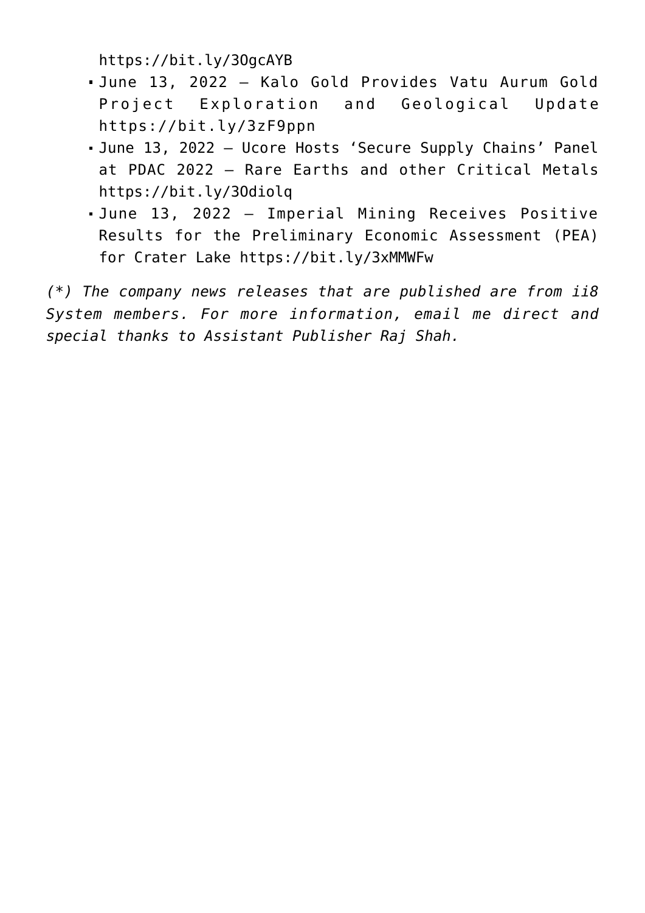https://bit.ly/3OgcAYB

- June 13, 2022 – Kalo Gold Provides Vatu Aurum Gold Project Exploration and Geological Update https://bit.ly/3zF9ppn
- June 13, 2022 – Ucore Hosts 'Secure Supply Chains' Panel at PDAC 2022 – Rare Earths and other Critical Metals https://bit.ly/3Odiolq
- June 13, 2022 – Imperial Mining Receives Positive Results for the Preliminary Economic Assessment (PEA) for Crater Lake https://bit.ly/3xMMWFw

*(\*) The company news releases that are published are from ii8 System members. For more information, email me direct and special thanks to Assistant Publisher Raj Shah.*